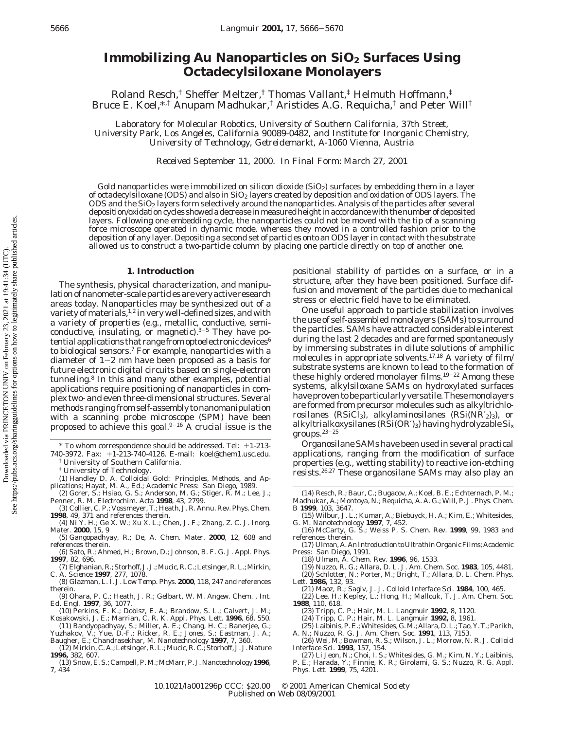# Immobilizing Au Nanoparticles on $SiO_2$ Surfaces Using Octadecylsiloxane Monolayers

Roland Resch,[†] Sheffer Meltzer,[†] Thomas Vallant,[‡] Helmuth Hoffmann,[‡] Bruce E. Koel,[*,†] Anupam Madhukar,[†] Aristides A.G. Requicha,[†] and Peter Will[†]

*Laboratory for Molecular Robotics, University of Southern California, 37th Street, University Park, Los Angeles, California 90089-0482, and Institute for Inorganic Chemistry, University of Technology, Getreidemarkt, A-1060 Vienna, Austria*

*Received September 11, 2000. In Final Form: March 27, 2001*

Gold nanoparticles were immobilized on silicon dioxide ($SiO_2$) surfaces by embedding them in a layer of octadecylsiloxane (ODS) and also in $SiO_2$ layers created by deposition and oxidation of ODS layers. The ODS and the $SiO_2$ layers form selectively around the nanoparticles. Analysis of the particles after several deposition/oxidation cycles showed a decrease in measured height in accordance with the number of deposited layers. Following one embedding cycle, the nanoparticles could not be moved with the tip of a scanning force microscope operated in dynamic mode, whereas they moved in a controlled fashion prior to the deposition of any layer. Depositing a second set of particles onto an ODS layer in contact with the substrate allowed us to construct a two-particle column by placing one particle directly on top of another one.

## 1. Introduction

The synthesis, physical characterization, and manipulation of nanometer-scale particles are very active research areas today. Nanoparticles may be synthesized out of a variety of materials,[1,2] in very well-defined sizes, and with a variety of properties (e.g., metallic, conductive, semiconductive, insulating, or magnetic).[3-5] They have potential applications that range from optoelectronic devices[6] to biological sensors.[7] For example, nanoparticles with a diameter of 1–2 nm have been proposed as a basis for future electronic digital circuits based on single-electron tunneling.[8] In this and many other examples, potential applications require positioning of nanoparticles in complex two- and even three-dimensional structures. Several methods ranging from self-assembly to nanomanipulation with a scanning probe microscope (SPM) have been proposed to achieve this goal.[9-16] A crucial issue is the positional stability of particles on a surface, or in a structure, after they have been positioned. Surface diffusion and movement of the particles due to mechanical stress or electric field have to be eliminated.

One useful approach to particle stabilization involves the use of self-assembled monolayers (SAMs) to surround the particles. SAMs have attracted considerable interest during the last 2 decades and are formed spontaneously by immersing substrates in dilute solutions of amphilic molecules in appropriate solvents.[17,18] A variety of film/substrate systems are known to lead to the formation of these highly ordered monolayer films.[19-22] Among these systems, alkylsiloxane SAMs on hydroxylated surfaces have proven to be particularly versatile. These monolayers are formed from precursor molecules such as alkyltrichlorosilanes ($RSiCl_3$), alkylaminosilanes ($RSi(NR'_2)_3$), or alkyltrialkoxysilanes ($RSi(OR')_3$) having hydrolyzable $Si_x$ groups.[23-25]

Organosilane SAMs have been used in several practical applications, ranging from the modification of surface properties (e.g., wetting stability) to reactive ion-etching resists.[26,27] These organosilane SAMs may also play an

---

\* To whom correspondence should be addressed. Tel: +1-213-740-3972. Fax: +1-213-740-4126. E-mail: koel@chem1.usc.edu.

† University of Southern California.

‡ University of Technology.

(1) Handley D. A. Colloidal Gold: Principles, Methods, and Applications; Hayat, M. A., Ed.; Academic Press: San Diego, 1989.

(2) Gorer, S.; Hsiao, G. S.; Anderson, M. G.; Stiger, R. M.; Lee, J.; Penner, R. M. *Electrochim. Acta* **1998**, 43, 2799.

(3) Collier, C. P.; Vossmeyer, T.; Heath, J. R. *Annu. Rev. Phys. Chem.* **1998**, 49, 371 and references therein.

(4) Ni Y. H.; Ge X. W.; Xu X. L.; Chen, J. F.; Zhang, Z. C. *J. Inorg. Mater.* **2000**, 15, 9

(5) Gangopadhyay, R.; De, A. *Chem. Mater.* **2000**, 12, 608 and references therein.

(6) Sato, R.; Ahmed, H.; Brown, D.; Johnson, B. F. G. *J. Appl. Phys.* **1997**, 82, 696.

(7) Elghanian, R.; Storhoff, J. J.; Mucic, R. C.; Letsinger, R. L.; Mirkin, C. A. *Science* **1997**, 277, 1078.

(8) Glazman, L. I. *J. Low Temp. Phys.* **2000**, 118, 247 and references therein.

(9) Ohara, P. C.; Heath, J. R.; Gelbart, W. M. *Angew. Chem. , Int. Ed. Engl.* **1997**, 36, 1077.

(10) Perkins, F. K.; Dobisz, E. A.; Brandow, S. L.; Calvert, J. M.; Kosakowski, J. E.; Marrian, C. R. K. *Appl. Phys. Lett.* **1996**, 68, 550.

(11) Bandyopadhyay, S.; Miller, A. E.; Chang, H. C.; Banerjee, G.; Yuzhakov, V.; Yue, D.-F.; Ricker, R. E.; Jones, S.; Eastman, J. A.; Baugher, E.; Chandrasekhar, M. *Nanotechnology* **1997**, 7, 360.

(12) Mirkin, C. A.; Letsinger, R. L.; Mucic, R. C.; Storhoff, J. J. *Nature* **1996,** 382, 607.

(13) Snow, E. S.; Campell, P. M.; McMarr, P. J. *Nanotechnology* **1996**, 7, 434

(14) Resch, R.; Baur, C.; Bugacov, A.; Koel, B. E.; Echternach, P. M.; Madhukar, A.; Montoya, N.; Requicha, A. A. G.; Will, P. *J. Phys. Chem. B* **1999**, 103, 3647.

(15) Wilbur, J. L.; Kumar, A.; Biebuyck, H. A.; Kim, E.; Whitesides, G. M. *Nanotechnology* **1997**, 7, 452.

(16) McCarty, G. S.; Weiss P. S. *Chem. Rev.* **1999**, 99, 1983 and references therein.

(17) Ulman, A. An Introduction to Ultrathin Organic Films; Academic Press: San Diego, 1991.

(18) Ulman, A. *Chem. Rev.* **1996**, 96, 1533.

(19) Nuzzo, R. G.; Allara, D. L. *J. Am. Chem. Soc.* **1983**, 105, 4481.

(20) Schlotter, N.; Porter, M.; Bright, T.; Allara, D. L. *Chem. Phys. Lett.* **1986,** 132, 93.

(21) Maoz, R.; Sagiv, J. *J. Colloid Interface Sci.* **1984**, 100, 465.

(22) Lee, H.; Kepley, L.; Hong, H.; Mallouk, T. *J. Am. Chem. Soc.* **1988**, 110, 618.

(23) Tripp, C. P.; Hair, M. L. *Langmuir* **1992**, 8, 1120.

(24) Tripp, C. P.; Hair, M. L. *Langmuir* **1992,** 8, 1961.

(25) Laibinis, P. E.; Whitesides, G. M.; Allara, D. L.; Tao, Y. T.; Parikh, A. N.; Nuzzo, R. G. *J. Am. Chem. Soc.* **1991**, 113, 7153.

(26) Wei, M.; Bowman, R. S.; Wilson, J. L.; Morrow, N. R. *J. Colloid Interface Sci.* **1993**, 157, 154.

(27) Li Jeon, N.; Choi, I. S.; Whitesides, G. M.; Kim, N. Y.; Laibinis, P. E.; Harada, Y.; Finnie, K. R.; Girolami, G. S.; Nuzzo, R. G. *Appl. Phys. Lett.* **1999**, 75, 4201.

10.1021/la001296p CCC: $20.00 © 2001 American Chemical Society
Published on Web 08/09/2001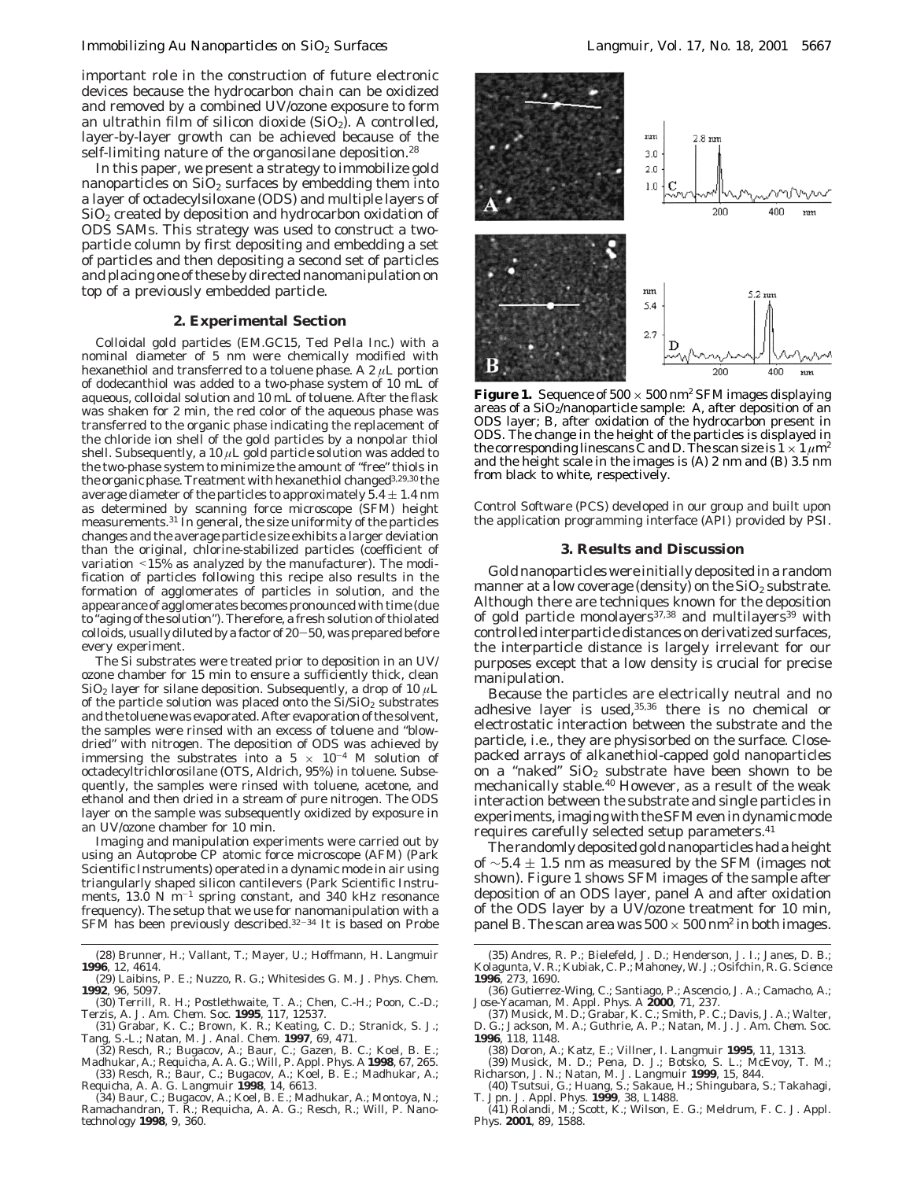important role in the construction of future electronic devices because the hydrocarbon chain can be oxidized and removed by a combined UV/ozone exposure to form an ultrathin film of silicon dioxide ($SiO_2$). A controlled, layer-by-layer growth can be achieved because of the self-limiting nature of the organosilane deposition.[28]

In this paper, we present a strategy to immobilize gold nanoparticles on $SiO_2$ surfaces by embedding them into a layer of octadecylsiloxane (ODS) and multiple layers of $SiO_2$ created by deposition and hydrocarbon oxidation of ODS SAMs. This strategy was used to construct a two-particle column by first depositing and embedding a set of particles and then depositing a second set of particles and placing one of these by directed nanomanipulation on top of a previously embedded particle.

## 2. Experimental Section

Colloidal gold particles (EM.GC15, Ted Pella Inc.) with a nominal diameter of 5 nm were chemically modified with hexanethiol and transferred to a toluene phase. A 2 $\mu$L portion of dodecanthiol was added to a two-phase system of 10 mL of aqueous, colloidal solution and 10 mL of toluene. After the flask was shaken for 2 min, the red color of the aqueous phase was transferred to the organic phase indicating the replacement of the chloride ion shell of the gold particles by a nonpolar thiol shell. Subsequently, a 10 $\mu$L gold particle solution was added to the two-phase system to minimize the amount of "free" thiols in the organic phase. Treatment with hexanethiol changed[3,29,30] the average diameter of the particles to approximately $5.4 \pm 1.4$ nm as determined by scanning force microscope (SFM) height measurements.[31] In general, the size uniformity of the particles changes and the average particle size exhibits a larger deviation than the original, chlorine-stabilized particles (coefficient of variation <15% as analyzed by the manufacturer). The modification of particles following this recipe also results in the formation of agglomerates of particles in solution, and the appearance of agglomerates becomes pronounced with time (due to "aging of the solution"). Therefore, a fresh solution of thiolated colloids, usually diluted by a factor of 20−50, was prepared before every experiment.

The Si substrates were treated prior to deposition in an UV/ozone chamber for 15 min to ensure a sufficiently thick, clean $SiO_2$ layer for silane deposition. Subsequently, a drop of 10 $\mu$L of the particle solution was placed onto the $Si/SiO_2$ substrates and the toluene was evaporated. After evaporation of the solvent, the samples were rinsed with an excess of toluene and "blow-dried" with nitrogen. The deposition of ODS was achieved by immersing the substrates into a $5 \times 10^{-4}$ M solution of octadecyltrichlorosilane (OTS, Aldrich, 95%) in toluene. Subsequently, the samples were rinsed with toluene, acetone, and ethanol and then dried in a stream of pure nitrogen. The ODS layer on the sample was subsequently oxidized by exposure in an UV/ozone chamber for 10 min.

Imaging and manipulation experiments were carried out by using an Autoprobe CP atomic force microscope (AFM) (Park Scientific Instruments) operated in a dynamic mode in air using triangularly shaped silicon cantilevers (Park Scientific Instruments, 13.0 N m$^{-1}$ spring constant, and 340 kHz resonance frequency). The setup that we use for nanomanipulation with a SFM has been previously described.[32−34] It is based on Probe Control Software (PCS) developed in our group and built upon the application programming interface (API) provided by PSI.

**Figure 1.** Sequence of $500 \times 500$ nm$^2$ SFM images displaying areas of a $SiO_2$/nanoparticle sample: A, after deposition of an ODS layer; B, after oxidation of the hydrocarbon present in ODS. The change in the height of the particles is displayed in the corresponding linescans C and D. The scan size is $1 \times 1$ $\mu$m$^2$ and the height scale in the images is (A) 2 nm and (B) 3.5 nm from black to white, respectively.

## 3. Results and Discussion

Gold nanoparticles were initially deposited in a random manner at a low coverage (density) on the $SiO_2$ substrate. Although there are techniques known for the deposition of gold particle monolayers[37,38] and multilayers[39] with controlled interparticle distances on derivatized surfaces, the interparticle distance is largely irrelevant for our purposes except that a low density is crucial for precise manipulation.

Because the particles are electrically neutral and no adhesive layer is used,[35,36] there is no chemical or electrostatic interaction between the substrate and the particle, i.e., they are physisorbed on the surface. Close-packed arrays of alkanethiol-capped gold nanoparticles on a "naked" $SiO_2$ substrate have been shown to be mechanically stable.[40] However, as a result of the weak interaction between the substrate and single particles in experiments, imaging with the SFM even in dynamic mode requires carefully selected setup parameters.[41]

The randomly deposited gold nanoparticles had a height of $\sim 5.4 \pm 1.5$ nm as measured by the SFM (images not shown). Figure 1 shows SFM images of the sample after deposition of an ODS layer, panel A and after oxidation of the ODS layer by a UV/ozone treatment for 10 min, panel B. The scan area was $500 \times 500$ nm$^2$ in both images.

(28) Brunner, H.; Vallant, T.; Mayer, U.; Hoffmann, H. *Langmuir* **1996**, 12, 4614.
(29) Laibins, P. E.; Nuzzo, R. G.; Whitesides G. M. *J. Phys. Chem.* **1992**, 96, 5097.
(30) Terrill, R. H.; Postlethwaite, T. A.; Chen, C.-H.; Poon, C.-D.; Terzis, A. *J. Am. Chem. Soc.* **1995**, 117, 12537.
(31) Grabar, K. C.; Brown, K. R.; Keating, C. D.; Stranick, S. J.; Tang, S.-L.; Natan, M. J. *Anal. Chem.* **1997**, 69, 471.
(32) Resch, R.; Bugacov, A.; Baur, C.; Gazen, B. C.; Koel, B. E.; Madhukar, A.; Requicha, A. A. G.; Will, P. *Appl. Phys. A* **1998**, 67, 265.
(33) Resch, R.; Baur, C.; Bugacov, A.; Koel, B. E.; Madhukar, A.; Requicha, A. A. G. *Langmuir* **1998**, 14, 6613.
(34) Baur, C.; Bugacov, A.; Koel, B. E.; Madhukar, A.; Montoya, N.; Ramachandran, T. R.; Requicha, A. A. G.; Resch, R.; Will, P. *Nanotechnology* **1998**, 9, 360.
(35) Andres, R. P.; Bielefeld, J. D.; Henderson, J. I.; Janes, D. B.; Kolagunta, V. R.; Kubiak, C. P.; Mahoney, W. J.; Osifchin, R. G. *Science* **1996**, 273, 1690.
(36) Gutierrez-Wing, C.; Santiago, P.; Ascencio, J. A.; Camacho, A.; Jose-Yacaman, M. *Appl. Phys. A* **2000**, 71, 237.
(37) Musick, M. D.; Grabar, K. C.; Smith, P. C.; Davis, J. A.; Walter, D. G.; Jackson, M. A.; Guthrie, A. P.; Natan, M. J. *J. Am. Chem. Soc.* **1996**, 118, 1148.
(38) Doron, A.; Katz, E.; Villner, I. *Langmuir* **1995**, 11, 1313.
(39) Musick, M. D.; Pena, D. J.; Botsko, S. L.; McEvoy, T. M.; Richarson, J. N.; Natan, M. J. *Langmuir* **1999**, 15, 844.
(40) Tsutsui, G.; Huang, S.; Sakaue, H.; Shingubara, S.; Takahagi, T. *Jpn. J. Appl. Phys.* **1999**, 38, L1488.
(41) Rolandi, M.; Scott, K.; Wilson, E. G.; Meldrum, F. C. *J. Appl. Phys.* **2001**, 89, 1588.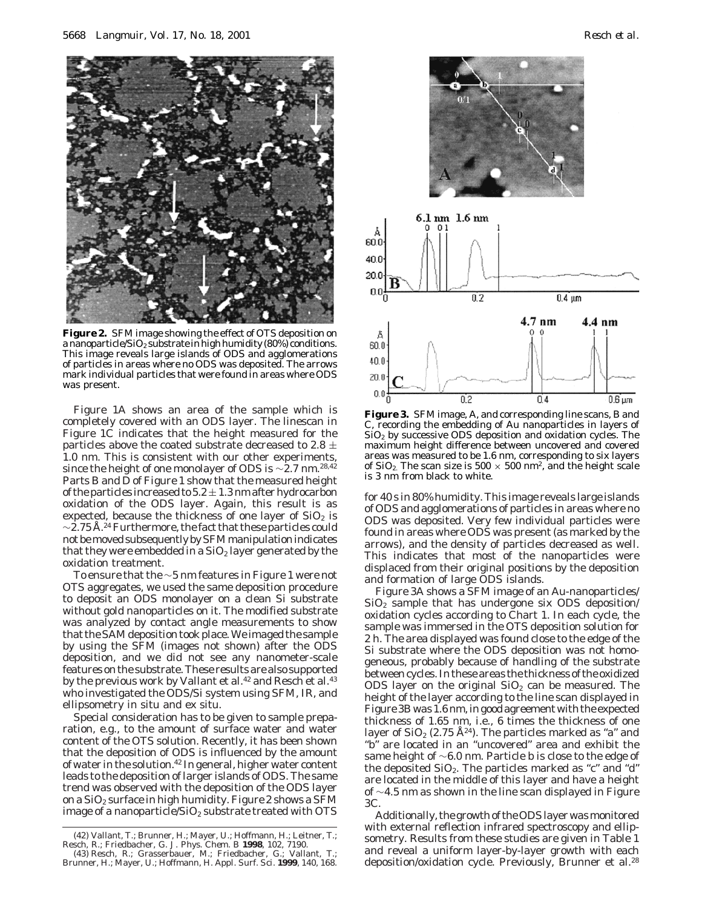**Figure 2.** SFM image showing the effect of OTS deposition on a nanoparticle/$SiO_2$ substrate in high humidity (80%) conditions. This image reveals large islands of ODS and agglomerations of particles in areas where no ODS was deposited. The arrows mark individual particles that were found in areas where ODS was present.

Figure 1A shows an area of the sample which is completely covered with an ODS layer. The linescan in Figure 1C indicates that the height measured for the particles above the coated substrate decreased to 2.8 ± 1.0 nm. This is consistent with our other experiments, since the height of one monolayer of ODS is ~2.7 nm.[28,42] Parts B and D of Figure 1 show that the measured height of the particles increased to 5.2 ± 1.3 nm after hydrocarbon oxidation of the ODS layer. Again, this result is as expected, because the thickness of one layer of $SiO_2$ is ~2.75 Å.[24] Furthermore, the fact that these particles could not be moved subsequently by SFM manipulation indicates that they were embedded in a $SiO_2$ layer generated by the oxidation treatment.

To ensure that the ~5 nm features in Figure 1 were not OTS aggregates, we used the same deposition procedure to deposit an ODS monolayer on a clean Si substrate without gold nanoparticles on it. The modified substrate was analyzed by contact angle measurements to show that the SAM deposition took place. We imaged the sample by using the SFM (images not shown) after the ODS deposition, and we did not see any nanometer-scale features on the substrate. These results are also supported by the previous work by Vallant et al.[42] and Resch et al.[43] who investigated the ODS/Si system using SFM, IR, and ellipsometry in situ and ex situ.

Special consideration has to be given to sample preparation, e.g., to the amount of surface water and water content of the OTS solution. Recently, it has been shown that the deposition of ODS is influenced by the amount of water in the solution.[42] In general, higher water content leads to the deposition of larger islands of ODS. The same trend was observed with the deposition of the ODS layer on a $SiO_2$ surface in high humidity. Figure 2 shows a SFM image of a nanoparticle/$SiO_2$ substrate treated with OTS for 40 s in 80% humidity. This image reveals large islands of ODS and agglomerations of particles in areas where no ODS was deposited. Very few individual particles were found in areas where ODS was present (as marked by the arrows), and the density of particles decreased as well. This indicates that most of the nanoparticles were displaced from their original positions by the deposition and formation of large ODS islands.

**Figure 3.** SFM image, A, and corresponding line scans, B and C, recording the embedding of Au nanoparticles in layers of $SiO_2$ by successive ODS deposition and oxidation cycles. The maximum height difference between uncovered and covered areas was measured to be 1.6 nm, corresponding to six layers of $SiO_2$. The scan size is 500 × 500 nm$^2$, and the height scale is 3 nm from black to white.

Figure 3A shows a SFM image of an Au-nanoparticles/$SiO_2$ sample that has undergone six ODS deposition/oxidation cycles according to Chart 1. In each cycle, the sample was immersed in the OTS deposition solution for 2 h. The area displayed was found close to the edge of the Si substrate where the ODS deposition was not homogeneous, probably because of handling of the substrate between cycles. In these areas the thickness of the oxidized ODS layer on the original $SiO_2$ can be measured. The height of the layer according to the line scan displayed in Figure 3B was 1.6 nm, in good agreement with the expected thickness of 1.65 nm, i.e., 6 times the thickness of one layer of $SiO_2$ (2.75 Å[24]). The particles marked as "a" and "b" are located in an "uncovered" area and exhibit the same height of ~6.0 nm. Particle b is close to the edge of the deposited $SiO_2$. The particles marked as "c" and "d" are located in the middle of this layer and have a height of ~4.5 nm as shown in the line scan displayed in Figure 3C.

Additionally, the growth of the ODS layer was monitored with external reflection infrared spectroscopy and ellipsometry. Results from these studies are given in Table 1 and reveal a uniform layer-by-layer growth with each deposition/oxidation cycle. Previously, Brunner et al.[28]

(42) Vallant, T.; Brunner, H.; Mayer, U.; Hoffmann, H.; Leitner, T.; Resch, R.; Friedbacher, G. *J. Phys. Chem. B* **1998**, 102, 7190.

(43) Resch, R.; Grasserbauer, M.; Friedbacher, G.; Vallant, T.; Brunner, H.; Mayer, U.; Hoffmann, H. *Appl. Surf. Sci.* **1999**, 140, 168.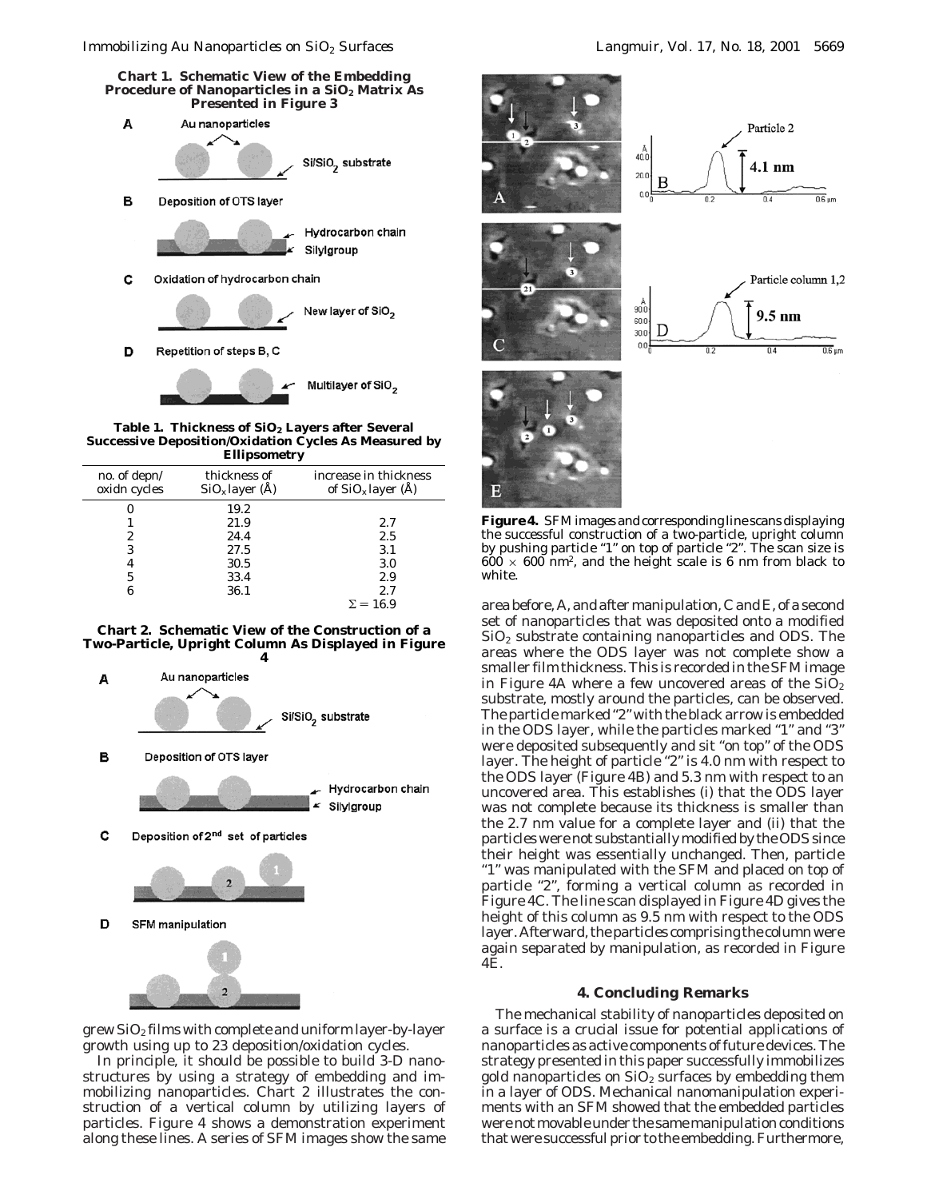**Chart 1. Schematic View of the Embedding Procedure of Nanoparticles in a $SiO_2$ Matrix As Presented in Figure 3**

A Au nanoparticles — Si/SiO$_2$ substrate

B Deposition of OTS layer — Hydrocarbon chain, Silylgroup

C Oxidation of hydrocarbon chain — New layer of $SiO_2$

D Repetition of steps B, C — Multilayer of $SiO_2$

**Table 1. Thickness of $SiO_2$ Layers after Several Successive Deposition/Oxidation Cycles As Measured by Ellipsometry**

| no. of depn/ oxidn cycles | thickness of $SiO_x$ layer (Å) | increase in thickness of $SiO_x$ layer (Å) |
|---|---|---|
| 0 | 19.2 | |
| 1 | 21.9 | 2.7 |
| 2 | 24.4 | 2.5 |
| 3 | 27.5 | 3.1 |
| 4 | 30.5 | 3.0 |
| 5 | 33.4 | 2.9 |
| 6 | 36.1 | 2.7 |
| | | $\Sigma = 16.9$ |

**Chart 2. Schematic View of the Construction of a Two-Particle, Upright Column As Displayed in Figure 4**

A Au nanoparticles — Si/SiO$_2$ substrate

B Deposition of OTS layer — Hydrocarbon chain, Silylgroup

C Deposition of 2$^{nd}$ set of particles

D SFM manipulation

grew $SiO_2$ films with complete and uniform layer-by-layer growth using up to 23 deposition/oxidation cycles.

In principle, it should be possible to build 3-D nanostructures by using a strategy of embedding and immobilizing nanoparticles. Chart 2 illustrates the construction of a vertical column by utilizing layers of particles. Figure 4 shows a demonstration experiment along these lines. A series of SFM images show the same area before, A, and after manipulation, C and E, of a second set of nanoparticles that was deposited onto a modified $SiO_2$ substrate containing nanoparticles and ODS. The areas where the ODS layer was not complete show a smaller film thickness. This is recorded in the SFM image in Figure 4A where a few uncovered areas of the $SiO_2$ substrate, mostly around the particles, can be observed. The particle marked "2" with the black arrow is embedded in the ODS layer, while the particles marked "1" and "3" were deposited subsequently and sit "on top" of the ODS layer. The height of particle "2" is 4.0 nm with respect to the ODS layer (Figure 4B) and 5.3 nm with respect to an uncovered area. This establishes (i) that the ODS layer was not complete because its thickness is smaller than the 2.7 nm value for a complete layer and (ii) that the particles were not substantially modified by the ODS since their height was essentially unchanged. Then, particle "1" was manipulated with the SFM and placed on top of particle "2", forming a vertical column as recorded in Figure 4C. The line scan displayed in Figure 4D gives the height of this column as 9.5 nm with respect to the ODS layer. Afterward, the particles comprising the column were again separated by manipulation, as recorded in Figure 4E.

**Figure 4.** SFM images and corresponding line scans displaying the successful construction of a two-particle, upright column by pushing particle "1" on top of particle "2". The scan size is 600 × 600 nm$^2$, and the height scale is 6 nm from black to white.

## 4. Concluding Remarks

The mechanical stability of nanoparticles deposited on a surface is a crucial issue for potential applications of nanoparticles as active components of future devices. The strategy presented in this paper successfully immobilizes gold nanoparticles on $SiO_2$ surfaces by embedding them in a layer of ODS. Mechanical nanomanipulation experiments with an SFM showed that the embedded particles were not movable under the same manipulation conditions that were successful prior to the embedding. Furthermore,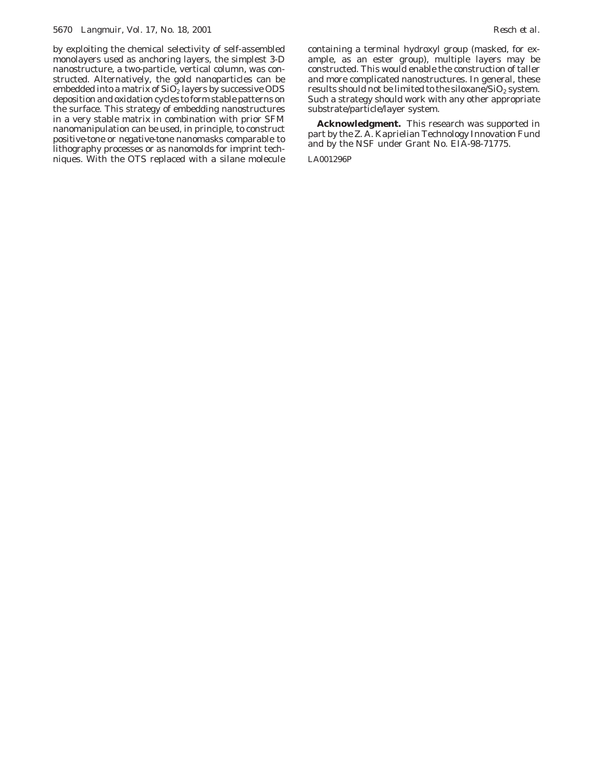by exploiting the chemical selectivity of self-assembled monolayers used as anchoring layers, the simplest 3-D nanostructure, a two-particle, vertical column, was constructed. Alternatively, the gold nanoparticles can be embedded into a matrix of $SiO_2$ layers by successive ODS deposition and oxidation cycles to form stable patterns on the surface. This strategy of embedding nanostructures in a very stable matrix in combination with prior SFM nanomanipulation can be used, in principle, to construct positive-tone or negative-tone nanomasks comparable to lithography processes or as nanomolds for imprint techniques. With the OTS replaced with a silane molecule containing a terminal hydroxyl group (masked, for example, as an ester group), multiple layers may be constructed. This would enable the construction of taller and more complicated nanostructures. In general, these results should not be limited to the siloxane/$SiO_2$ system. Such a strategy should work with any other appropriate substrate/particle/layer system.

**Acknowledgment.** This research was supported in part by the Z. A. Kaprielian Technology Innovation Fund and by the NSF under Grant No. EIA-98-71775.

LA001296P